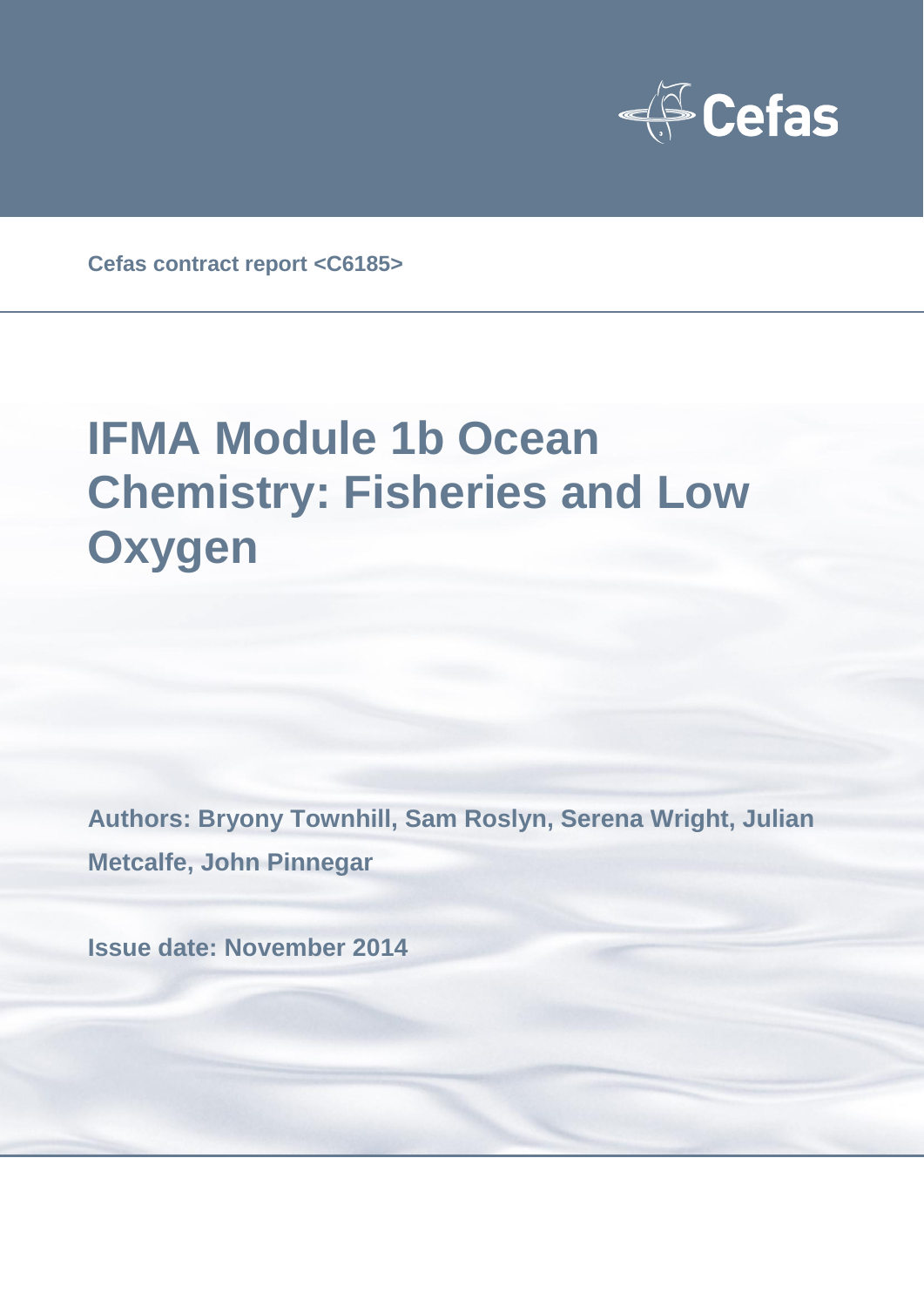Cefas

Cefas contract report <C6185>

# IFMA Module 1b Ocean Chemistry: Fisheries and Low Oxygen

**Authors: Bryony Townhill, Sam Roslyn, Serena Wright, Julian Metcalfe, John Pinnegar**

**Issue date: November 2014**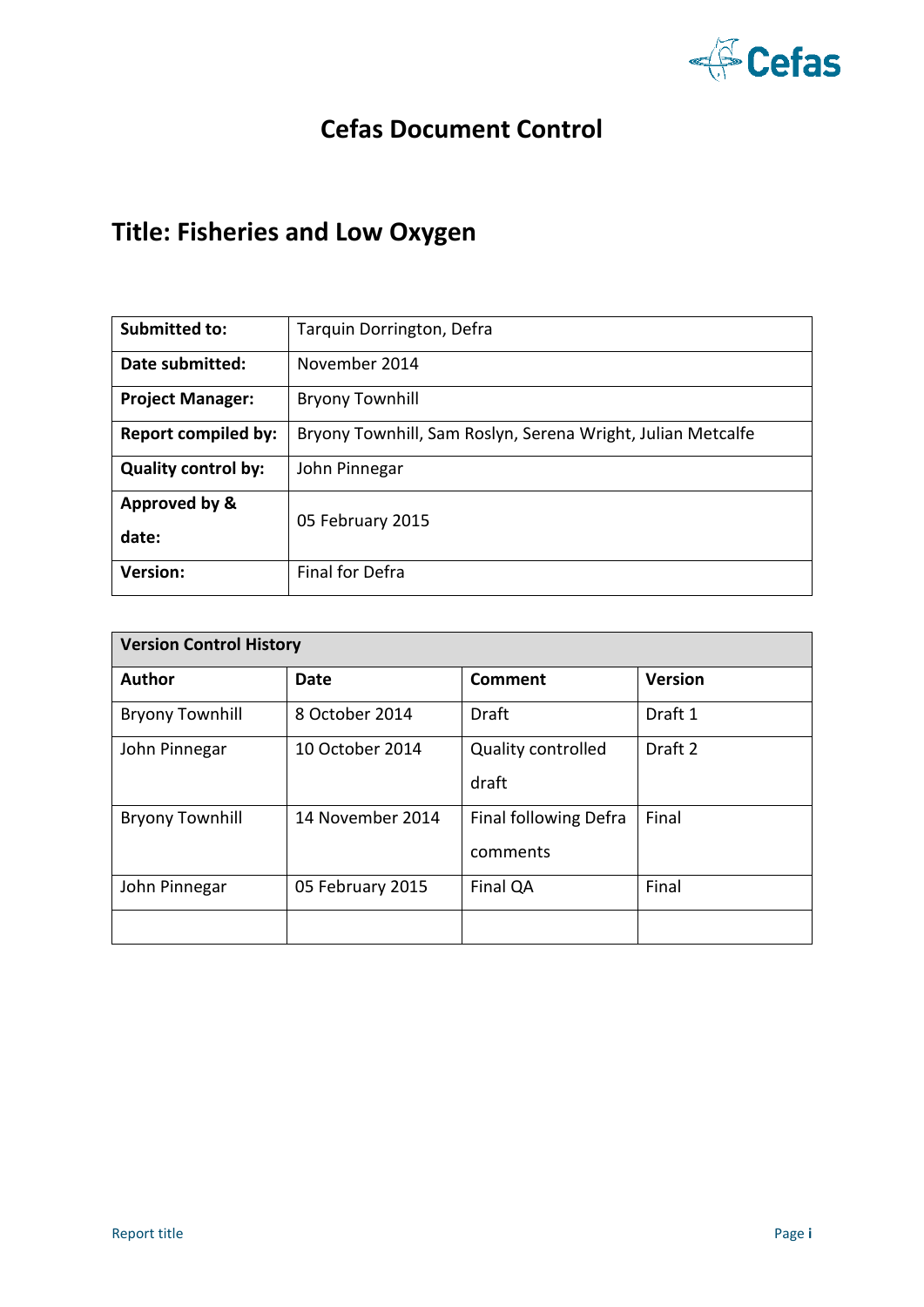# Cefas Document Control

## Title: Fisheries and Low Oxygen

| | |
|---|---|
| **Submitted to:** | Tarquin Dorrington, Defra |
| **Date submitted:** | November 2014 |
| **Project Manager:** | Bryony Townhill |
| **Report compiled by:** | Bryony Townhill, Sam Roslyn, Serena Wright, Julian Metcalfe |
| **Quality control by:** | John Pinnegar |
| **Approved by & date:** | 05 February 2015 |
| **Version:** | Final for Defra |

| **Version Control History** | | | |
|---|---|---|---|
| **Author** | **Date** | **Comment** | **Version** |
| Bryony Townhill | 8 October 2014 | Draft | Draft 1 |
| John Pinnegar | 10 October 2014 | Quality controlled draft | Draft 2 |
| Bryony Townhill | 14 November 2014 | Final following Defra comments | Final |
| John Pinnegar | 05 February 2015 | Final QA | Final |
| | | | |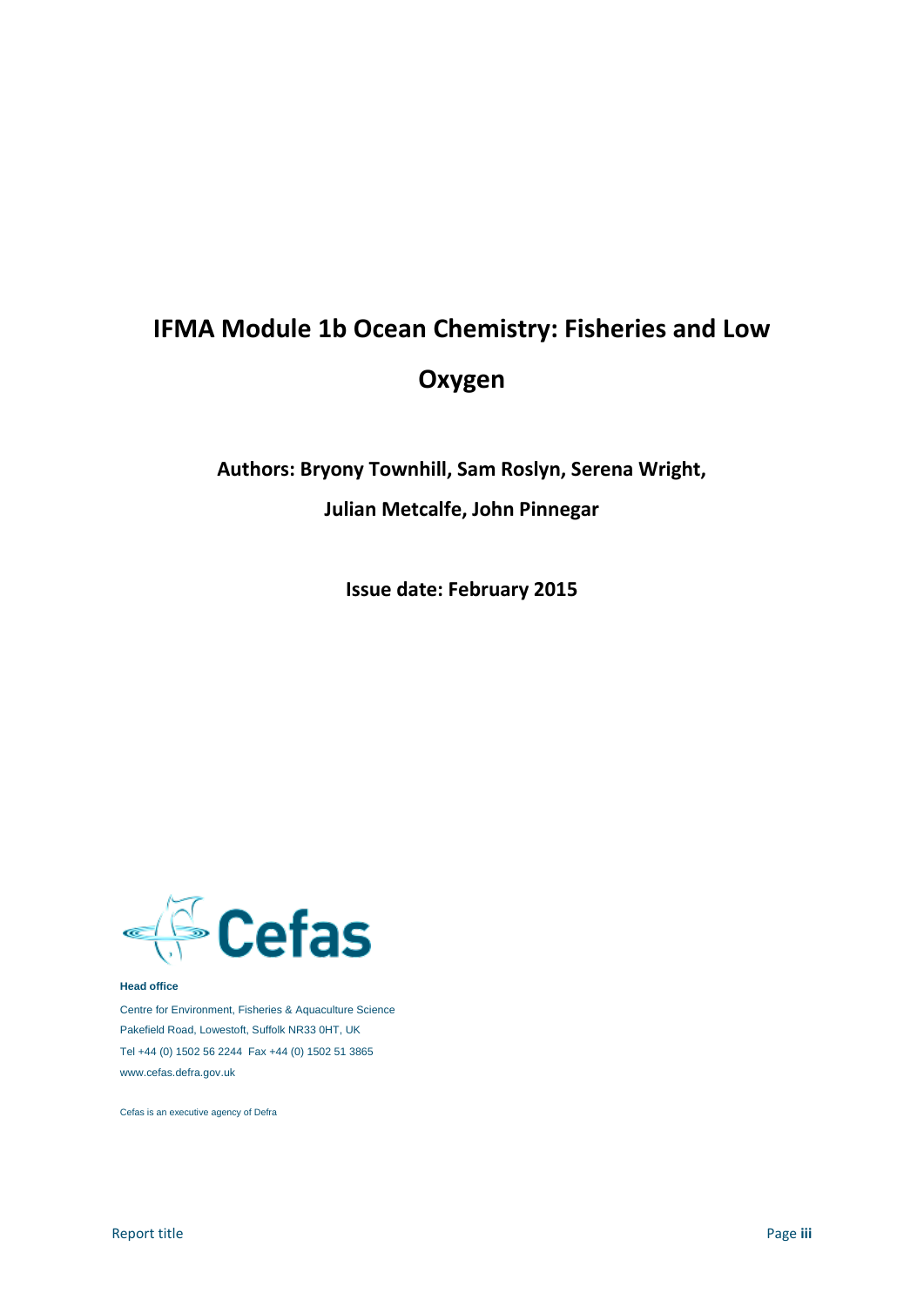# IFMA Module 1b Ocean Chemistry: Fisheries and Low Oxygen

**Authors: Bryony Townhill, Sam Roslyn, Serena Wright, Julian Metcalfe, John Pinnegar**

**Issue date: February 2015**

**Head office**

Centre for Environment, Fisheries & Aquaculture Science
Pakefield Road, Lowestoft, Suffolk NR33 0HT, UK
Tel +44 (0) 1502 56 2244 Fax +44 (0) 1502 51 3865
www.cefas.defra.gov.uk

Cefas is an executive agency of Defra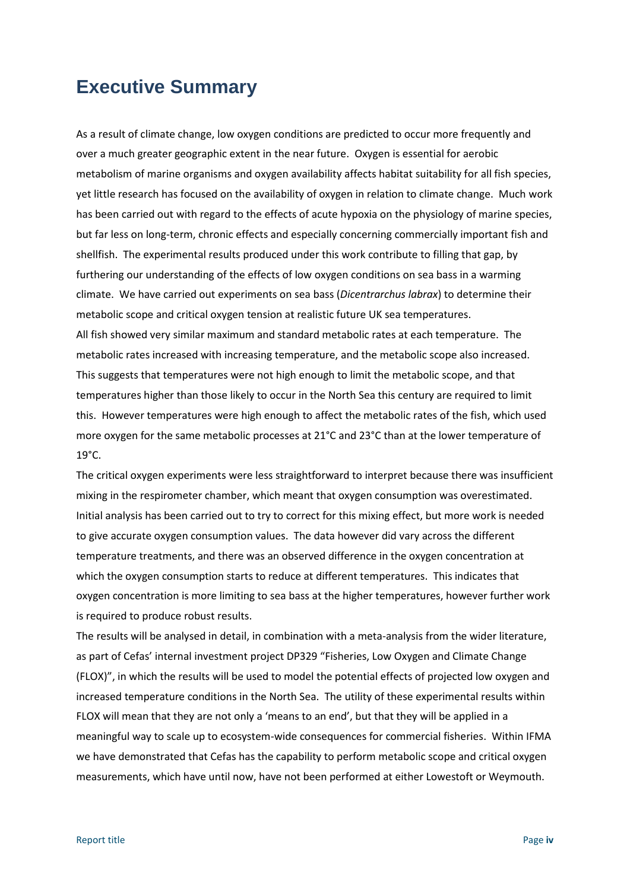# Executive Summary

As a result of climate change, low oxygen conditions are predicted to occur more frequently and over a much greater geographic extent in the near future. Oxygen is essential for aerobic metabolism of marine organisms and oxygen availability affects habitat suitability for all fish species, yet little research has focused on the availability of oxygen in relation to climate change. Much work has been carried out with regard to the effects of acute hypoxia on the physiology of marine species, but far less on long-term, chronic effects and especially concerning commercially important fish and shellfish. The experimental results produced under this work contribute to filling that gap, by furthering our understanding of the effects of low oxygen conditions on sea bass in a warming climate. We have carried out experiments on sea bass (*Dicentrarchus labrax*) to determine their metabolic scope and critical oxygen tension at realistic future UK sea temperatures.

All fish showed very similar maximum and standard metabolic rates at each temperature. The metabolic rates increased with increasing temperature, and the metabolic scope also increased. This suggests that temperatures were not high enough to limit the metabolic scope, and that temperatures higher than those likely to occur in the North Sea this century are required to limit this. However temperatures were high enough to affect the metabolic rates of the fish, which used more oxygen for the same metabolic processes at 21°C and 23°C than at the lower temperature of 19°C.

The critical oxygen experiments were less straightforward to interpret because there was insufficient mixing in the respirometer chamber, which meant that oxygen consumption was overestimated. Initial analysis has been carried out to try to correct for this mixing effect, but more work is needed to give accurate oxygen consumption values. The data however did vary across the different temperature treatments, and there was an observed difference in the oxygen concentration at which the oxygen consumption starts to reduce at different temperatures. This indicates that oxygen concentration is more limiting to sea bass at the higher temperatures, however further work is required to produce robust results.

The results will be analysed in detail, in combination with a meta-analysis from the wider literature, as part of Cefas' internal investment project DP329 "Fisheries, Low Oxygen and Climate Change (FLOX)", in which the results will be used to model the potential effects of projected low oxygen and increased temperature conditions in the North Sea. The utility of these experimental results within FLOX will mean that they are not only a 'means to an end', but that they will be applied in a meaningful way to scale up to ecosystem-wide consequences for commercial fisheries. Within IFMA we have demonstrated that Cefas has the capability to perform metabolic scope and critical oxygen measurements, which have until now, have not been performed at either Lowestoft or Weymouth.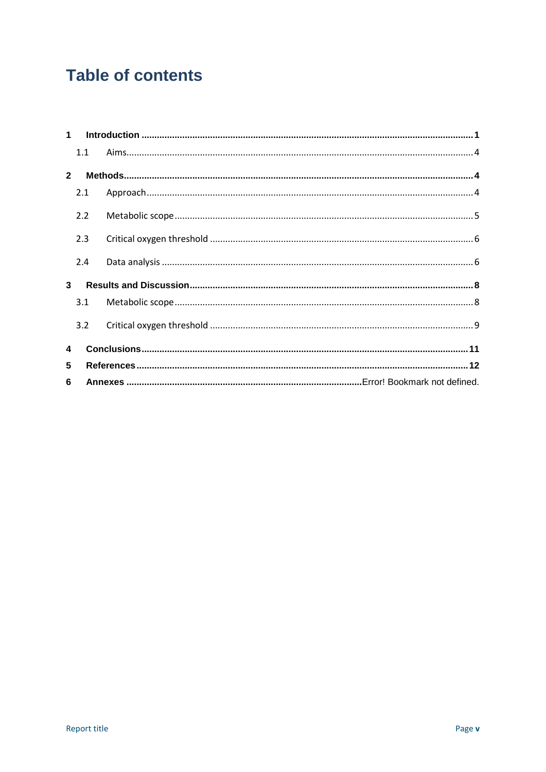# Table of contents

| | | |
|---|---|---|
| **1** | **Introduction** | **1** |
| 1.1 | Aims | 4 |
| **2** | **Methods** | **4** |
| 2.1 | Approach | 4 |
| 2.2 | Metabolic scope | 5 |
| 2.3 | Critical oxygen threshold | 6 |
| 2.4 | Data analysis | 6 |
| **3** | **Results and Discussion** | **8** |
| 3.1 | Metabolic scope | 8 |
| 3.2 | Critical oxygen threshold | 9 |
| **4** | **Conclusions** | **11** |
| **5** | **References** | **12** |
| **6** | **Annexes** | Error! Bookmark not defined. |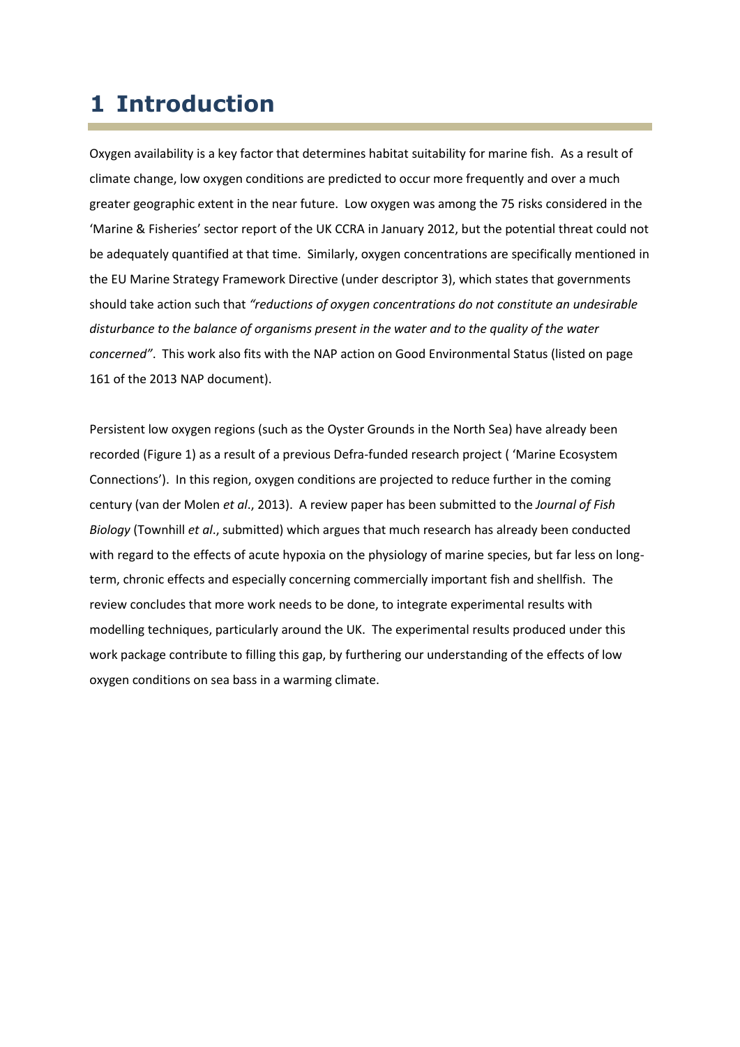# 1 Introduction

Oxygen availability is a key factor that determines habitat suitability for marine fish. As a result of climate change, low oxygen conditions are predicted to occur more frequently and over a much greater geographic extent in the near future. Low oxygen was among the 75 risks considered in the 'Marine & Fisheries' sector report of the UK CCRA in January 2012, but the potential threat could not be adequately quantified at that time. Similarly, oxygen concentrations are specifically mentioned in the EU Marine Strategy Framework Directive (under descriptor 3), which states that governments should take action such that *"reductions of oxygen concentrations do not constitute an undesirable disturbance to the balance of organisms present in the water and to the quality of the water concerned"*. This work also fits with the NAP action on Good Environmental Status (listed on page 161 of the 2013 NAP document).

Persistent low oxygen regions (such as the Oyster Grounds in the North Sea) have already been recorded (Figure 1) as a result of a previous Defra-funded research project ( 'Marine Ecosystem Connections'). In this region, oxygen conditions are projected to reduce further in the coming century (van der Molen *et al*., 2013). A review paper has been submitted to the *Journal of Fish Biology* (Townhill *et al*., submitted) which argues that much research has already been conducted with regard to the effects of acute hypoxia on the physiology of marine species, but far less on long-term, chronic effects and especially concerning commercially important fish and shellfish. The review concludes that more work needs to be done, to integrate experimental results with modelling techniques, particularly around the UK. The experimental results produced under this work package contribute to filling this gap, by furthering our understanding of the effects of low oxygen conditions on sea bass in a warming climate.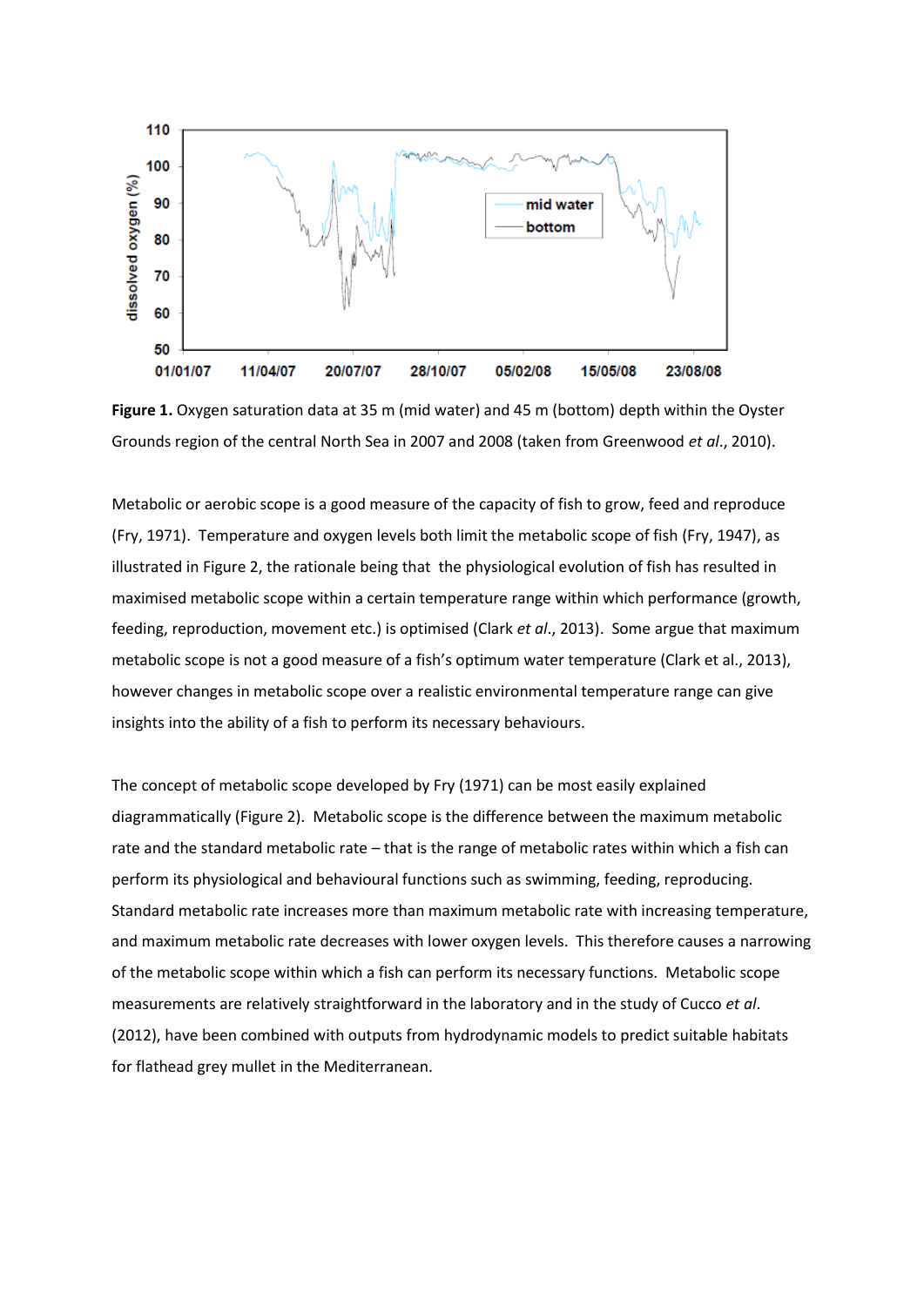**Figure 1.** Oxygen saturation data at 35 m (mid water) and 45 m (bottom) depth within the Oyster Grounds region of the central North Sea in 2007 and 2008 (taken from Greenwood *et al*., 2010).

Metabolic or aerobic scope is a good measure of the capacity of fish to grow, feed and reproduce (Fry, 1971). Temperature and oxygen levels both limit the metabolic scope of fish (Fry, 1947), as illustrated in Figure 2, the rationale being that the physiological evolution of fish has resulted in maximised metabolic scope within a certain temperature range within which performance (growth, feeding, reproduction, movement etc.) is optimised (Clark *et al*., 2013). Some argue that maximum metabolic scope is not a good measure of a fish's optimum water temperature (Clark et al., 2013), however changes in metabolic scope over a realistic environmental temperature range can give insights into the ability of a fish to perform its necessary behaviours.

The concept of metabolic scope developed by Fry (1971) can be most easily explained diagrammatically (Figure 2). Metabolic scope is the difference between the maximum metabolic rate and the standard metabolic rate – that is the range of metabolic rates within which a fish can perform its physiological and behavioural functions such as swimming, feeding, reproducing. Standard metabolic rate increases more than maximum metabolic rate with increasing temperature, and maximum metabolic rate decreases with lower oxygen levels. This therefore causes a narrowing of the metabolic scope within which a fish can perform its necessary functions. Metabolic scope measurements are relatively straightforward in the laboratory and in the study of Cucco *et al*. (2012), have been combined with outputs from hydrodynamic models to predict suitable habitats for flathead grey mullet in the Mediterranean.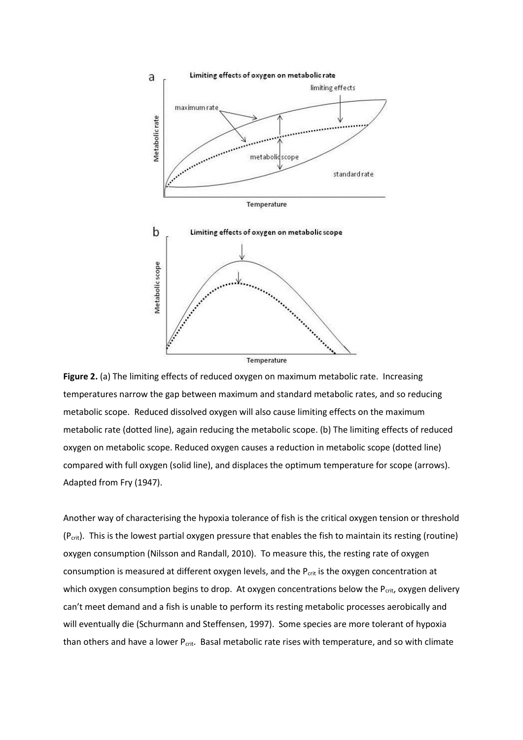**Figure 2.** (a) The limiting effects of reduced oxygen on maximum metabolic rate. Increasing temperatures narrow the gap between maximum and standard metabolic rates, and so reducing metabolic scope. Reduced dissolved oxygen will also cause limiting effects on the maximum metabolic rate (dotted line), again reducing the metabolic scope. (b) The limiting effects of reduced oxygen on metabolic scope. Reduced oxygen causes a reduction in metabolic scope (dotted line) compared with full oxygen (solid line), and displaces the optimum temperature for scope (arrows). Adapted from Fry (1947).

Another way of characterising the hypoxia tolerance of fish is the critical oxygen tension or threshold ($P_{crit}$). This is the lowest partial oxygen pressure that enables the fish to maintain its resting (routine) oxygen consumption (Nilsson and Randall, 2010). To measure this, the resting rate of oxygen consumption is measured at different oxygen levels, and the $P_{crit}$ is the oxygen concentration at which oxygen consumption begins to drop. At oxygen concentrations below the $P_{crit}$, oxygen delivery can't meet demand and a fish is unable to perform its resting metabolic processes aerobically and will eventually die (Schurmann and Steffensen, 1997). Some species are more tolerant of hypoxia than others and have a lower $P_{crit}$. Basal metabolic rate rises with temperature, and so with climate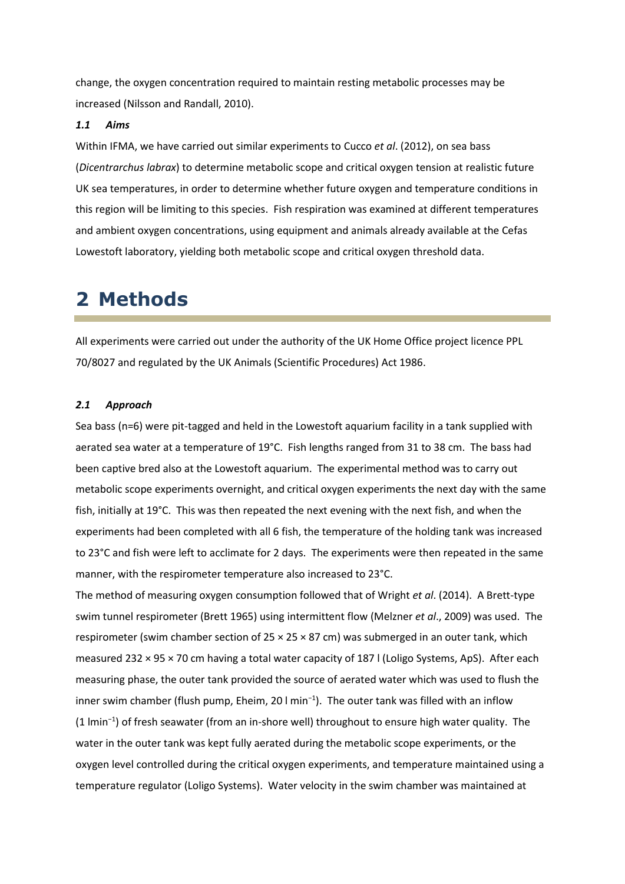change, the oxygen concentration required to maintain resting metabolic processes may be increased (Nilsson and Randall, 2010).

### *1.1 Aims*

Within IFMA, we have carried out similar experiments to Cucco *et al*. (2012), on sea bass (*Dicentrarchus labrax*) to determine metabolic scope and critical oxygen tension at realistic future UK sea temperatures, in order to determine whether future oxygen and temperature conditions in this region will be limiting to this species. Fish respiration was examined at different temperatures and ambient oxygen concentrations, using equipment and animals already available at the Cefas Lowestoft laboratory, yielding both metabolic scope and critical oxygen threshold data.

# 2 Methods

All experiments were carried out under the authority of the UK Home Office project licence PPL 70/8027 and regulated by the UK Animals (Scientific Procedures) Act 1986.

### *2.1 Approach*

Sea bass (n=6) were pit-tagged and held in the Lowestoft aquarium facility in a tank supplied with aerated sea water at a temperature of 19°C. Fish lengths ranged from 31 to 38 cm. The bass had been captive bred also at the Lowestoft aquarium. The experimental method was to carry out metabolic scope experiments overnight, and critical oxygen experiments the next day with the same fish, initially at 19°C. This was then repeated the next evening with the next fish, and when the experiments had been completed with all 6 fish, the temperature of the holding tank was increased to 23°C and fish were left to acclimate for 2 days. The experiments were then repeated in the same manner, with the respirometer temperature also increased to 23°C.

The method of measuring oxygen consumption followed that of Wright *et al*. (2014). A Brett-type swim tunnel respirometer (Brett 1965) using intermittent flow (Melzner *et al*., 2009) was used. The respirometer (swim chamber section of 25 × 25 × 87 cm) was submerged in an outer tank, which measured 232 × 95 × 70 cm having a total water capacity of 187 l (Loligo Systems, ApS). After each measuring phase, the outer tank provided the source of aerated water which was used to flush the inner swim chamber (flush pump, Eheim, 20 l $min^{-1}$). The outer tank was filled with an inflow (1 $lmin^{-1}$) of fresh seawater (from an in-shore well) throughout to ensure high water quality. The water in the outer tank was kept fully aerated during the metabolic scope experiments, or the oxygen level controlled during the critical oxygen experiments, and temperature maintained using a temperature regulator (Loligo Systems). Water velocity in the swim chamber was maintained at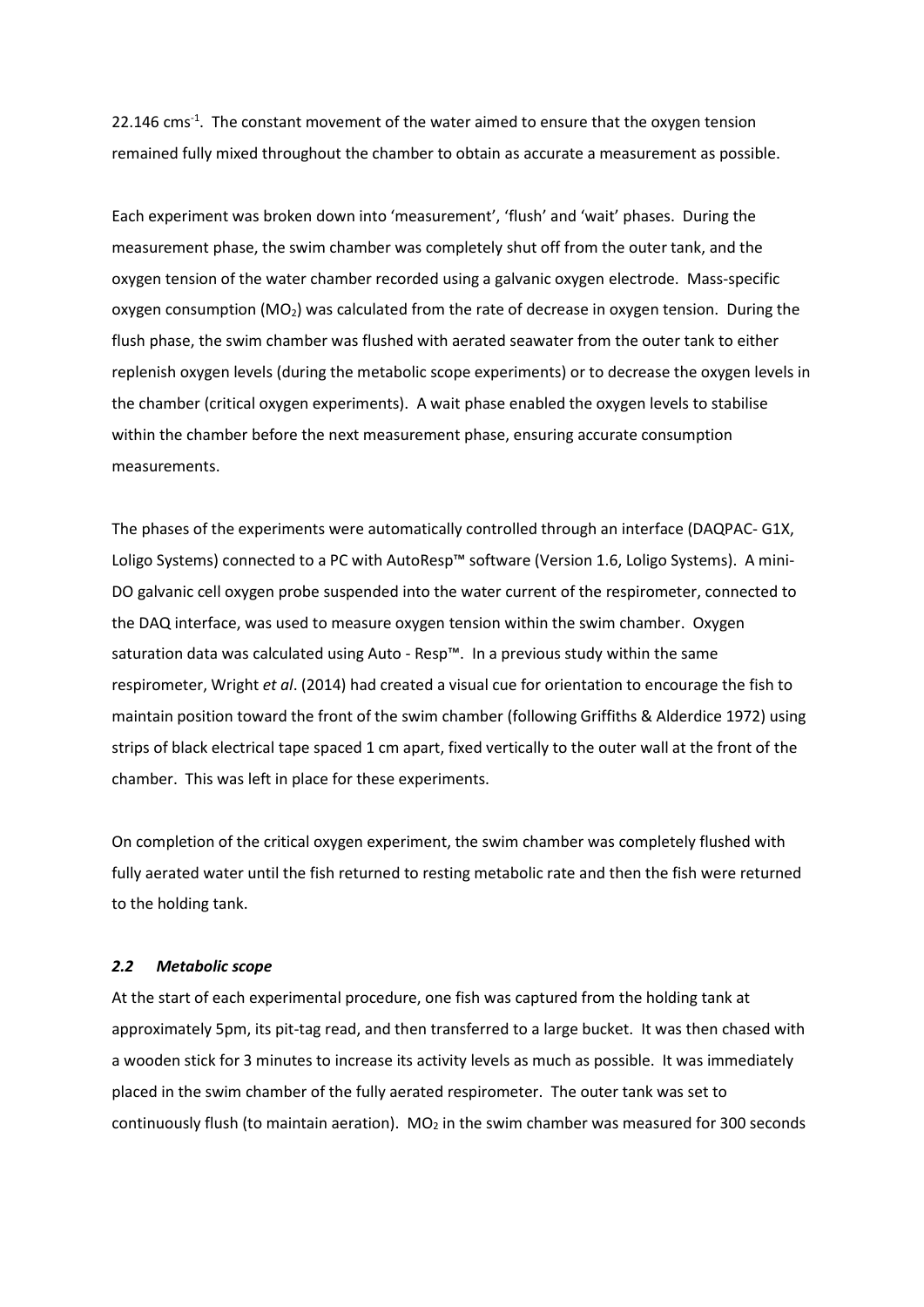22.146 $cms^{-1}$. The constant movement of the water aimed to ensure that the oxygen tension remained fully mixed throughout the chamber to obtain as accurate a measurement as possible.

Each experiment was broken down into 'measurement', 'flush' and 'wait' phases. During the measurement phase, the swim chamber was completely shut off from the outer tank, and the oxygen tension of the water chamber recorded using a galvanic oxygen electrode. Mass-specific oxygen consumption ($MO_2$) was calculated from the rate of decrease in oxygen tension. During the flush phase, the swim chamber was flushed with aerated seawater from the outer tank to either replenish oxygen levels (during the metabolic scope experiments) or to decrease the oxygen levels in the chamber (critical oxygen experiments). A wait phase enabled the oxygen levels to stabilise within the chamber before the next measurement phase, ensuring accurate consumption measurements.

The phases of the experiments were automatically controlled through an interface (DAQPAC- G1X, Loligo Systems) connected to a PC with AutoResp™ software (Version 1.6, Loligo Systems). A mini-DO galvanic cell oxygen probe suspended into the water current of the respirometer, connected to the DAQ interface, was used to measure oxygen tension within the swim chamber. Oxygen saturation data was calculated using Auto - Resp™. In a previous study within the same respirometer, Wright *et al*. (2014) had created a visual cue for orientation to encourage the fish to maintain position toward the front of the swim chamber (following Griffiths & Alderdice 1972) using strips of black electrical tape spaced 1 cm apart, fixed vertically to the outer wall at the front of the chamber. This was left in place for these experiments.

On completion of the critical oxygen experiment, the swim chamber was completely flushed with fully aerated water until the fish returned to resting metabolic rate and then the fish were returned to the holding tank.

### *2.2 Metabolic scope*

At the start of each experimental procedure, one fish was captured from the holding tank at approximately 5pm, its pit-tag read, and then transferred to a large bucket. It was then chased with a wooden stick for 3 minutes to increase its activity levels as much as possible. It was immediately placed in the swim chamber of the fully aerated respirometer. The outer tank was set to continuously flush (to maintain aeration). $MO_2$ in the swim chamber was measured for 300 seconds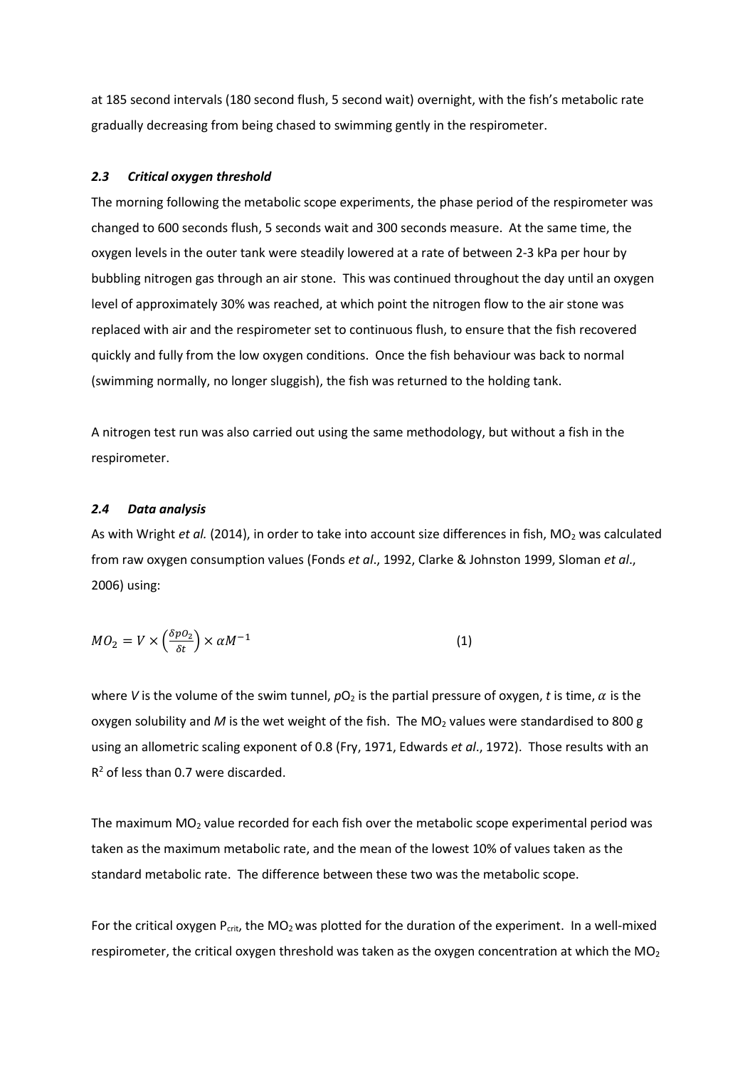at 185 second intervals (180 second flush, 5 second wait) overnight, with the fish's metabolic rate gradually decreasing from being chased to swimming gently in the respirometer.

### *2.3 Critical oxygen threshold*

The morning following the metabolic scope experiments, the phase period of the respirometer was changed to 600 seconds flush, 5 seconds wait and 300 seconds measure. At the same time, the oxygen levels in the outer tank were steadily lowered at a rate of between 2-3 kPa per hour by bubbling nitrogen gas through an air stone. This was continued throughout the day until an oxygen level of approximately 30% was reached, at which point the nitrogen flow to the air stone was replaced with air and the respirometer set to continuous flush, to ensure that the fish recovered quickly and fully from the low oxygen conditions. Once the fish behaviour was back to normal (swimming normally, no longer sluggish), the fish was returned to the holding tank.

A nitrogen test run was also carried out using the same methodology, but without a fish in the respirometer.

### *2.4 Data analysis*

As with Wright *et al.* (2014), in order to take into account size differences in fish, $MO_2$ was calculated from raw oxygen consumption values (Fonds *et al*., 1992, Clarke & Johnston 1999, Sloman *et al*., 2006) using:

$$MO_2 = V \times \left(\frac{\delta pO_2}{\delta t}\right) \times \alpha M^{-1} \qquad (1)$$

where *V* is the volume of the swim tunnel, $pO_2$ is the partial pressure of oxygen, *t* is time, $\alpha$ is the oxygen solubility and *M* is the wet weight of the fish. The $MO_2$ values were standardised to 800 g using an allometric scaling exponent of 0.8 (Fry, 1971, Edwards *et al*., 1972). Those results with an $R^2$ of less than 0.7 were discarded.

The maximum $MO_2$ value recorded for each fish over the metabolic scope experimental period was taken as the maximum metabolic rate, and the mean of the lowest 10% of values taken as the standard metabolic rate. The difference between these two was the metabolic scope.

For the critical oxygen $P_{crit}$, the $MO_2$ was plotted for the duration of the experiment. In a well-mixed respirometer, the critical oxygen threshold was taken as the oxygen concentration at which the $MO_2$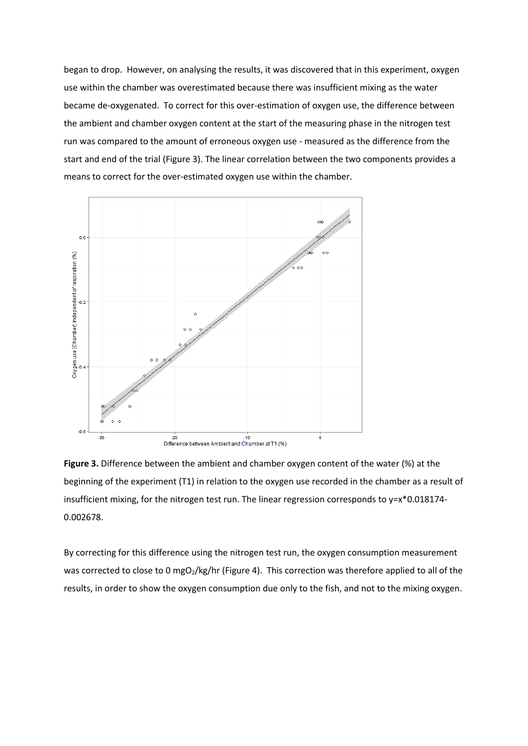began to drop. However, on analysing the results, it was discovered that in this experiment, oxygen use within the chamber was overestimated because there was insufficient mixing as the water became de-oxygenated. To correct for this over-estimation of oxygen use, the difference between the ambient and chamber oxygen content at the start of the measuring phase in the nitrogen test run was compared to the amount of erroneous oxygen use - measured as the difference from the start and end of the trial (Figure 3). The linear correlation between the two components provides a means to correct for the over-estimated oxygen use within the chamber.

**Figure 3.** Difference between the ambient and chamber oxygen content of the water (%) at the beginning of the experiment (T1) in relation to the oxygen use recorded in the chamber as a result of insufficient mixing, for the nitrogen test run. The linear regression corresponds to y=x*0.018174-0.002678.

By correcting for this difference using the nitrogen test run, the oxygen consumption measurement was corrected to close to 0 $mgO_2$/kg/hr (Figure 4). This correction was therefore applied to all of the results, in order to show the oxygen consumption due only to the fish, and not to the mixing oxygen.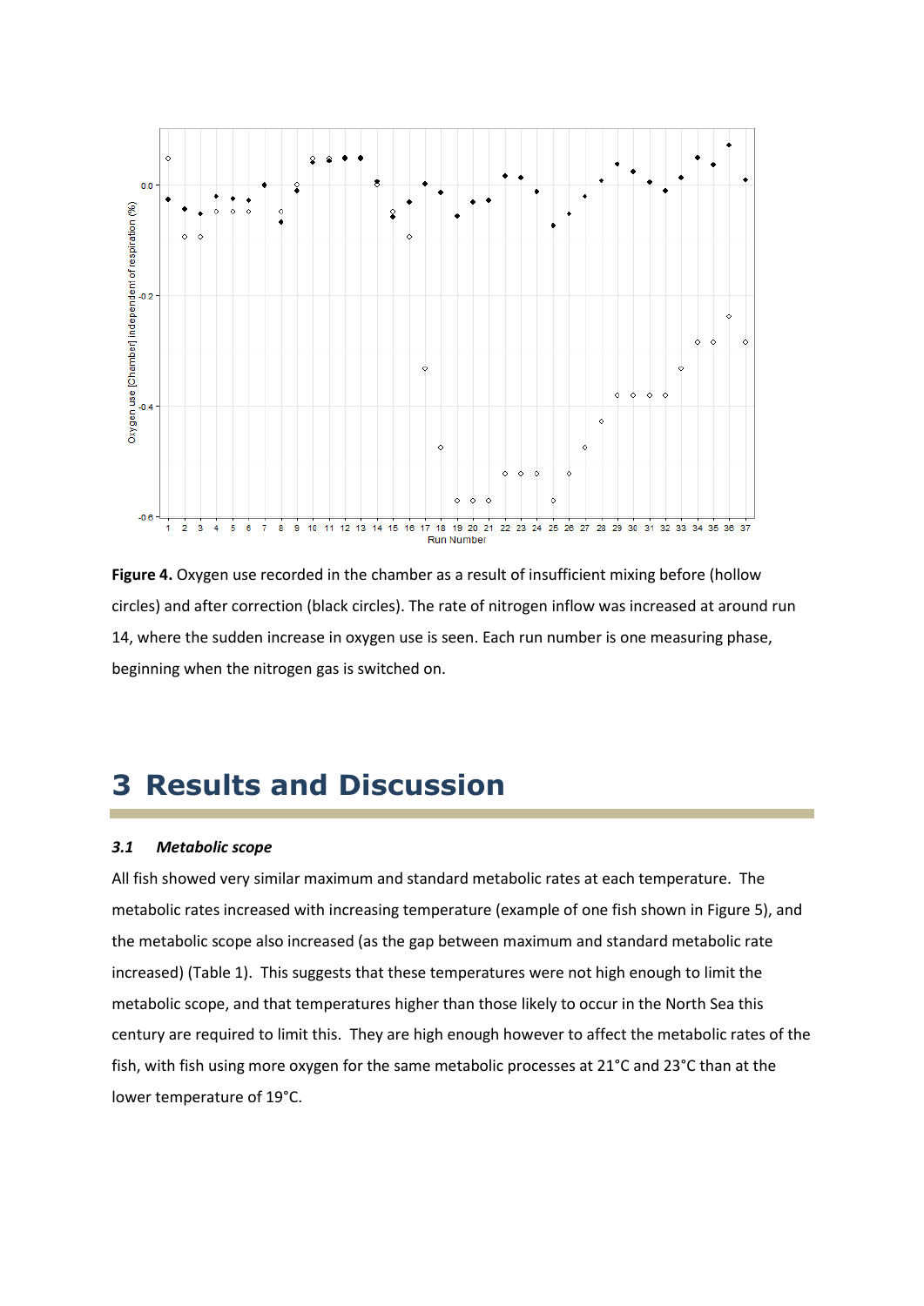**Figure 4.** Oxygen use recorded in the chamber as a result of insufficient mixing before (hollow circles) and after correction (black circles). The rate of nitrogen inflow was increased at around run 14, where the sudden increase in oxygen use is seen. Each run number is one measuring phase, beginning when the nitrogen gas is switched on.

# 3 Results and Discussion

### *3.1 Metabolic scope*

All fish showed very similar maximum and standard metabolic rates at each temperature. The metabolic rates increased with increasing temperature (example of one fish shown in Figure 5), and the metabolic scope also increased (as the gap between maximum and standard metabolic rate increased) (Table 1). This suggests that these temperatures were not high enough to limit the metabolic scope, and that temperatures higher than those likely to occur in the North Sea this century are required to limit this. They are high enough however to affect the metabolic rates of the fish, with fish using more oxygen for the same metabolic processes at 21°C and 23°C than at the lower temperature of 19°C.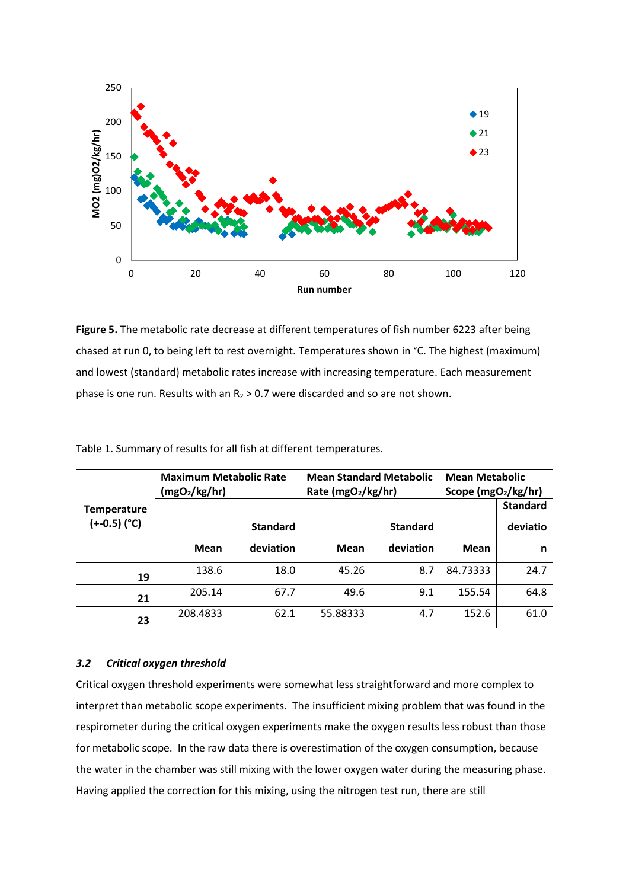**Figure 5.** The metabolic rate decrease at different temperatures of fish number 6223 after being chased at run 0, to being left to rest overnight. Temperatures shown in °C. The highest (maximum) and lowest (standard) metabolic rates increase with increasing temperature. Each measurement phase is one run. Results with an $R_2 > 0.7$ were discarded and so are not shown.

Table 1. Summary of results for all fish at different temperatures.

| Temperature (+-0.5) (°C) | Maximum Metabolic Rate ($mgO_2$/kg/hr) | | Mean Standard Metabolic Rate ($mgO_2$/kg/hr) | | Mean Metabolic Scope ($mgO_2$/kg/hr) | |
|---|---|---|---|---|---|---|
| | Mean | Standard deviation | Mean | Standard deviation | Mean | Standard deviation |
| 19 | 138.6 | 18.0 | 45.26 | 8.7 | 84.73333 | 24.7 |
| 21 | 205.14 | 67.7 | 49.6 | 9.1 | 155.54 | 64.8 |
| 23 | 208.4833 | 62.1 | 55.88333 | 4.7 | 152.6 | 61.0 |

### *3.2 Critical oxygen threshold*

Critical oxygen threshold experiments were somewhat less straightforward and more complex to interpret than metabolic scope experiments. The insufficient mixing problem that was found in the respirometer during the critical oxygen experiments make the oxygen results less robust than those for metabolic scope. In the raw data there is overestimation of the oxygen consumption, because the water in the chamber was still mixing with the lower oxygen water during the measuring phase. Having applied the correction for this mixing, using the nitrogen test run, there are still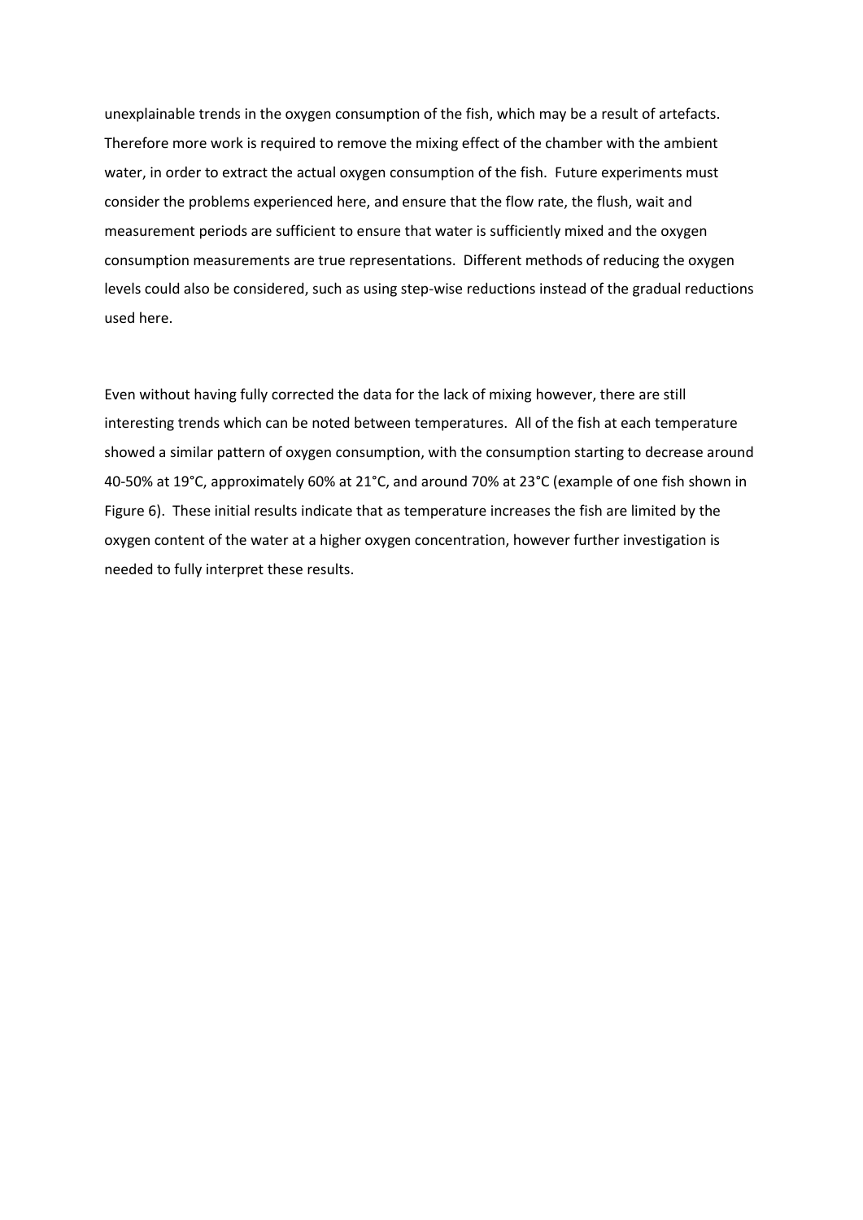unexplainable trends in the oxygen consumption of the fish, which may be a result of artefacts. Therefore more work is required to remove the mixing effect of the chamber with the ambient water, in order to extract the actual oxygen consumption of the fish. Future experiments must consider the problems experienced here, and ensure that the flow rate, the flush, wait and measurement periods are sufficient to ensure that water is sufficiently mixed and the oxygen consumption measurements are true representations. Different methods of reducing the oxygen levels could also be considered, such as using step-wise reductions instead of the gradual reductions used here.

Even without having fully corrected the data for the lack of mixing however, there are still interesting trends which can be noted between temperatures. All of the fish at each temperature showed a similar pattern of oxygen consumption, with the consumption starting to decrease around 40-50% at 19°C, approximately 60% at 21°C, and around 70% at 23°C (example of one fish shown in Figure 6). These initial results indicate that as temperature increases the fish are limited by the oxygen content of the water at a higher oxygen concentration, however further investigation is needed to fully interpret these results.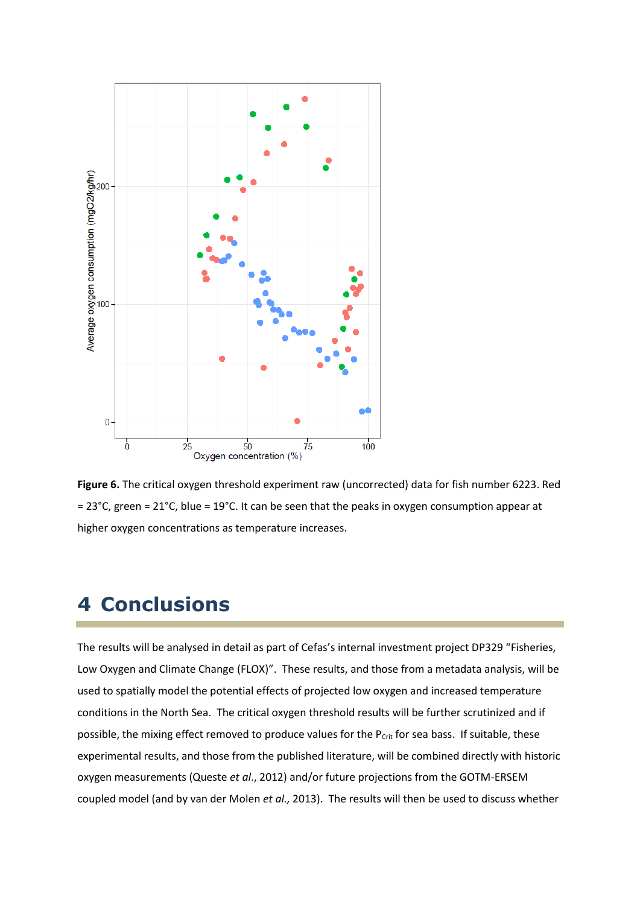**Figure 6.** The critical oxygen threshold experiment raw (uncorrected) data for fish number 6223. Red = 23°C, green = 21°C, blue = 19°C. It can be seen that the peaks in oxygen consumption appear at higher oxygen concentrations as temperature increases.

# 4 Conclusions

The results will be analysed in detail as part of Cefas's internal investment project DP329 "Fisheries, Low Oxygen and Climate Change (FLOX)". These results, and those from a metadata analysis, will be used to spatially model the potential effects of projected low oxygen and increased temperature conditions in the North Sea. The critical oxygen threshold results will be further scrutinized and if possible, the mixing effect removed to produce values for the $P_{Crit}$ for sea bass. If suitable, these experimental results, and those from the published literature, will be combined directly with historic oxygen measurements (Queste *et al*., 2012) and/or future projections from the GOTM-ERSEM coupled model (and by van der Molen *et al.,* 2013). The results will then be used to discuss whether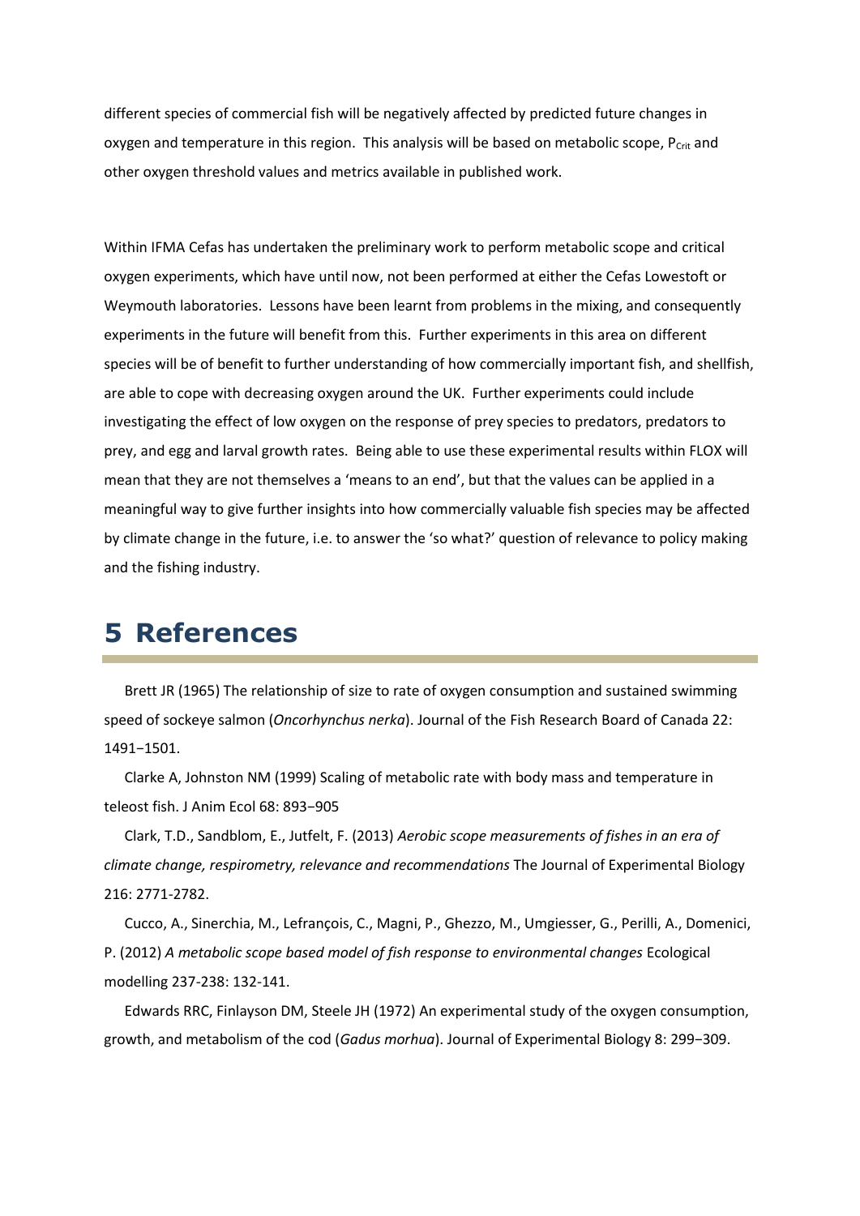different species of commercial fish will be negatively affected by predicted future changes in oxygen and temperature in this region. This analysis will be based on metabolic scope, $P_{Crit}$ and other oxygen threshold values and metrics available in published work.

Within IFMA Cefas has undertaken the preliminary work to perform metabolic scope and critical oxygen experiments, which have until now, not been performed at either the Cefas Lowestoft or Weymouth laboratories. Lessons have been learnt from problems in the mixing, and consequently experiments in the future will benefit from this. Further experiments in this area on different species will be of benefit to further understanding of how commercially important fish, and shellfish, are able to cope with decreasing oxygen around the UK. Further experiments could include investigating the effect of low oxygen on the response of prey species to predators, predators to prey, and egg and larval growth rates. Being able to use these experimental results within FLOX will mean that they are not themselves a 'means to an end', but that the values can be applied in a meaningful way to give further insights into how commercially valuable fish species may be affected by climate change in the future, i.e. to answer the 'so what?' question of relevance to policy making and the fishing industry.

# 5 References

Brett JR (1965) The relationship of size to rate of oxygen consumption and sustained swimming speed of sockeye salmon (*Oncorhynchus nerka*). Journal of the Fish Research Board of Canada 22: 1491−1501.

Clarke A, Johnston NM (1999) Scaling of metabolic rate with body mass and temperature in teleost fish. J Anim Ecol 68: 893−905

Clark, T.D., Sandblom, E., Jutfelt, F. (2013) *Aerobic scope measurements of fishes in an era of climate change, respirometry, relevance and recommendations* The Journal of Experimental Biology 216: 2771-2782.

Cucco, A., Sinerchia, M., Lefrançois, C., Magni, P., Ghezzo, M., Umgiesser, G., Perilli, A., Domenici, P. (2012) *A metabolic scope based model of fish response to environmental changes* Ecological modelling 237-238: 132-141.

Edwards RRC, Finlayson DM, Steele JH (1972) An experimental study of the oxygen consumption, growth, and metabolism of the cod (*Gadus morhua*). Journal of Experimental Biology 8: 299−309.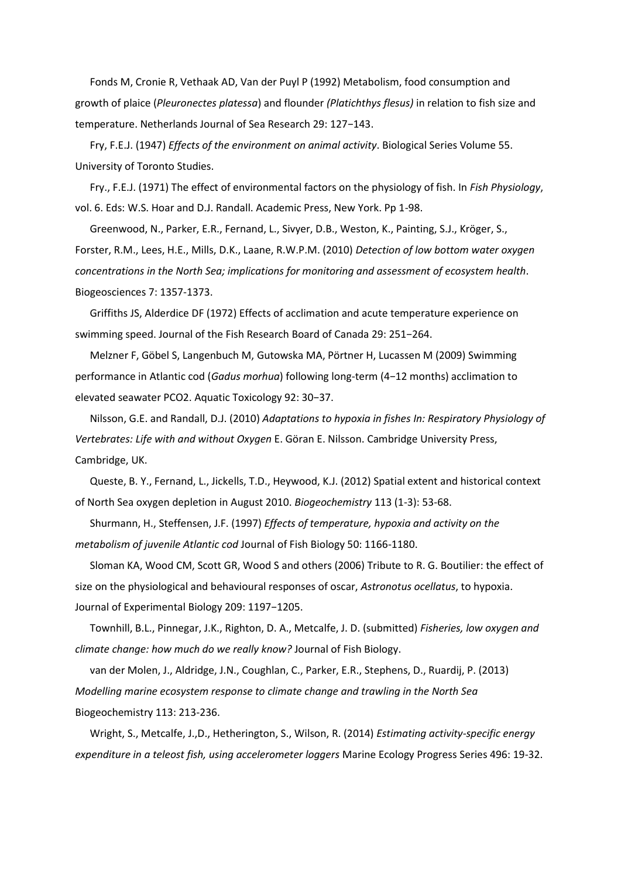Fonds M, Cronie R, Vethaak AD, Van der Puyl P (1992) Metabolism, food consumption and growth of plaice (*Pleuronectes platessa*) and flounder *(Platichthys flesus)* in relation to fish size and temperature. Netherlands Journal of Sea Research 29: 127−143.

Fry, F.E.J. (1947) *Effects of the environment on animal activity*. Biological Series Volume 55. University of Toronto Studies.

Fry., F.E.J. (1971) The effect of environmental factors on the physiology of fish. In *Fish Physiology*, vol. 6. Eds: W.S. Hoar and D.J. Randall. Academic Press, New York. Pp 1-98.

Greenwood, N., Parker, E.R., Fernand, L., Sivyer, D.B., Weston, K., Painting, S.J., Kröger, S., Forster, R.M., Lees, H.E., Mills, D.K., Laane, R.W.P.M. (2010) *Detection of low bottom water oxygen concentrations in the North Sea; implications for monitoring and assessment of ecosystem health*. Biogeosciences 7: 1357-1373.

Griffiths JS, Alderdice DF (1972) Effects of acclimation and acute temperature experience on swimming speed. Journal of the Fish Research Board of Canada 29: 251−264.

Melzner F, Göbel S, Langenbuch M, Gutowska MA, Pörtner H, Lucassen M (2009) Swimming performance in Atlantic cod (*Gadus morhua*) following long-term (4−12 months) acclimation to elevated seawater PCO2. Aquatic Toxicology 92: 30−37.

Nilsson, G.E. and Randall, D.J. (2010) *Adaptations to hypoxia in fishes In: Respiratory Physiology of Vertebrates: Life with and without Oxygen* E. Göran E. Nilsson. Cambridge University Press, Cambridge, UK.

Queste, B. Y., Fernand, L., Jickells, T.D., Heywood, K.J. (2012) Spatial extent and historical context of North Sea oxygen depletion in August 2010. *Biogeochemistry* 113 (1-3): 53-68.

Shurmann, H., Steffensen, J.F. (1997) *Effects of temperature, hypoxia and activity on the metabolism of juvenile Atlantic cod* Journal of Fish Biology 50: 1166-1180.

Sloman KA, Wood CM, Scott GR, Wood S and others (2006) Tribute to R. G. Boutilier: the effect of size on the physiological and behavioural responses of oscar, *Astronotus ocellatus*, to hypoxia. Journal of Experimental Biology 209: 1197−1205.

Townhill, B.L., Pinnegar, J.K., Righton, D. A., Metcalfe, J. D. (submitted) *Fisheries, low oxygen and climate change: how much do we really know?* Journal of Fish Biology.

van der Molen, J., Aldridge, J.N., Coughlan, C., Parker, E.R., Stephens, D., Ruardij, P. (2013) *Modelling marine ecosystem response to climate change and trawling in the North Sea* Biogeochemistry 113: 213-236.

Wright, S., Metcalfe, J.,D., Hetherington, S., Wilson, R. (2014) *Estimating activity-specific energy expenditure in a teleost fish, using accelerometer loggers* Marine Ecology Progress Series 496: 19-32.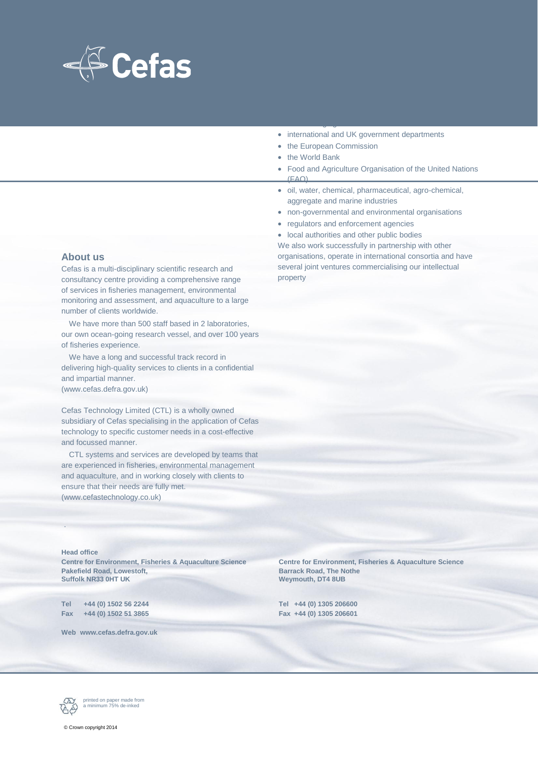Cefas

## About us

Cefas is a multi-disciplinary scientific research and consultancy centre providing a comprehensive range of services in fisheries management, environmental monitoring and assessment, and aquaculture to a large number of clients worldwide.

We have more than 500 staff based in 2 laboratories, our own ocean-going research vessel, and over 100 years of fisheries experience.

We have a long and successful track record in delivering high-quality services to clients in a confidential and impartial manner.
(www.cefas.defra.gov.uk)

Cefas Technology Limited (CTL) is a wholly owned subsidiary of Cefas specialising in the application of Cefas technology to specific customer needs in a cost-effective and focussed manner.

CTL systems and services are developed by teams that are experienced in fisheries, environmental management and aquaculture, and in working closely with clients to ensure that their needs are fully met.
(www.cefastechnology.co.uk)

- international and UK government departments
- the European Commission
- the World Bank
- Food and Agriculture Organisation of the United Nations (FAO)
- oil, water, chemical, pharmaceutical, agro-chemical, aggregate and marine industries
- non-governmental and environmental organisations
- regulators and enforcement agencies
- local authorities and other public bodies

We also work successfully in partnership with other organisations, operate in international consortia and have several joint ventures commercialising our intellectual property

**Head office**
**Centre for Environment, Fisheries & Aquaculture Science**
**Pakefield Road, Lowestoft,**
**Suffolk NR33 0HT UK**

**Tel +44 (0) 1502 56 2244**
**Fax +44 (0) 1502 51 3865**

**Web www.cefas.defra.gov.uk**

**Centre for Environment, Fisheries & Aquaculture Science**
**Barrack Road, The Nothe**
**Weymouth, DT4 8UB**

**Tel +44 (0) 1305 206600**
**Fax +44 (0) 1305 206601**

printed on paper made from a minimum 75% de-inked

© Crown copyright 2014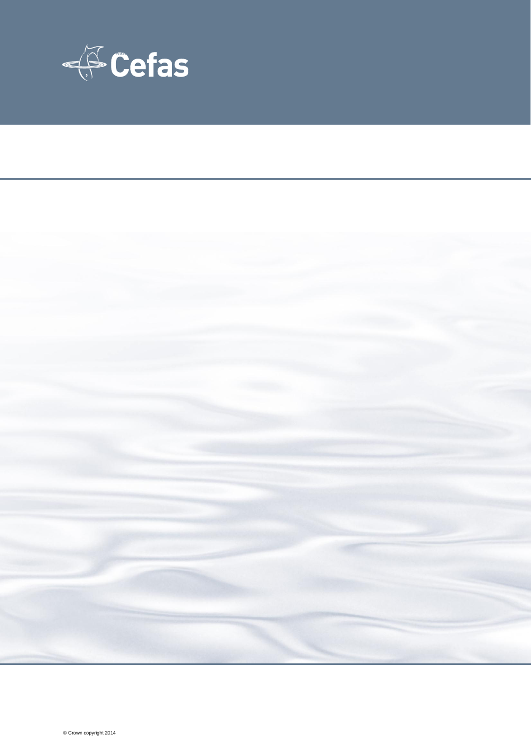Cefas

© Crown copyright 2014